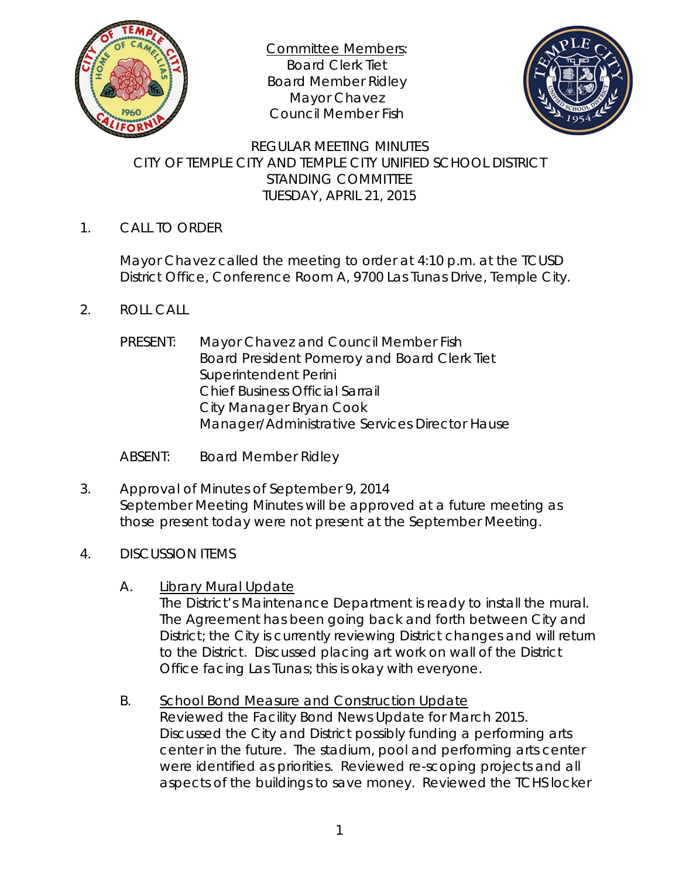Committee Members:
Board Clerk Tiet
Board Member Ridley
Mayor Chavez
Council Member Fish

# REGULAR MEETING MINUTES
# CITY OF TEMPLE CITY AND TEMPLE CITY UNIFIED SCHOOL DISTRICT STANDING COMMITTEE
# TUESDAY, APRIL 21, 2015

1. CALL TO ORDER

   Mayor Chavez called the meeting to order at 4:10 p.m. at the TCUSD District Office, Conference Room A, 9700 Las Tunas Drive, Temple City.

2. ROLL CALL

   PRESENT: Mayor Chavez and Council Member Fish
   Board President Pomeroy and Board Clerk Tiet
   Superintendent Perini
   Chief Business Official Sarrail
   City Manager Bryan Cook
   Manager/Administrative Services Director Hause

   ABSENT: Board Member Ridley

3. Approval of Minutes of September 9, 2014
   September Meeting Minutes will be approved at a future meeting as those present today were not present at the September Meeting.

4. DISCUSSION ITEMS

   A. Library Mural Update
   The District's Maintenance Department is ready to install the mural. The Agreement has been going back and forth between City and District; the City is currently reviewing District changes and will return to the District. Discussed placing art work on wall of the District Office facing Las Tunas; this is okay with everyone.

   B. School Bond Measure and Construction Update
   Reviewed the Facility Bond News Update for March 2015. Discussed the City and District possibly funding a performing arts center in the future. The stadium, pool and performing arts center were identified as priorities. Reviewed re-scoping projects and all aspects of the buildings to save money. Reviewed the TCHS locker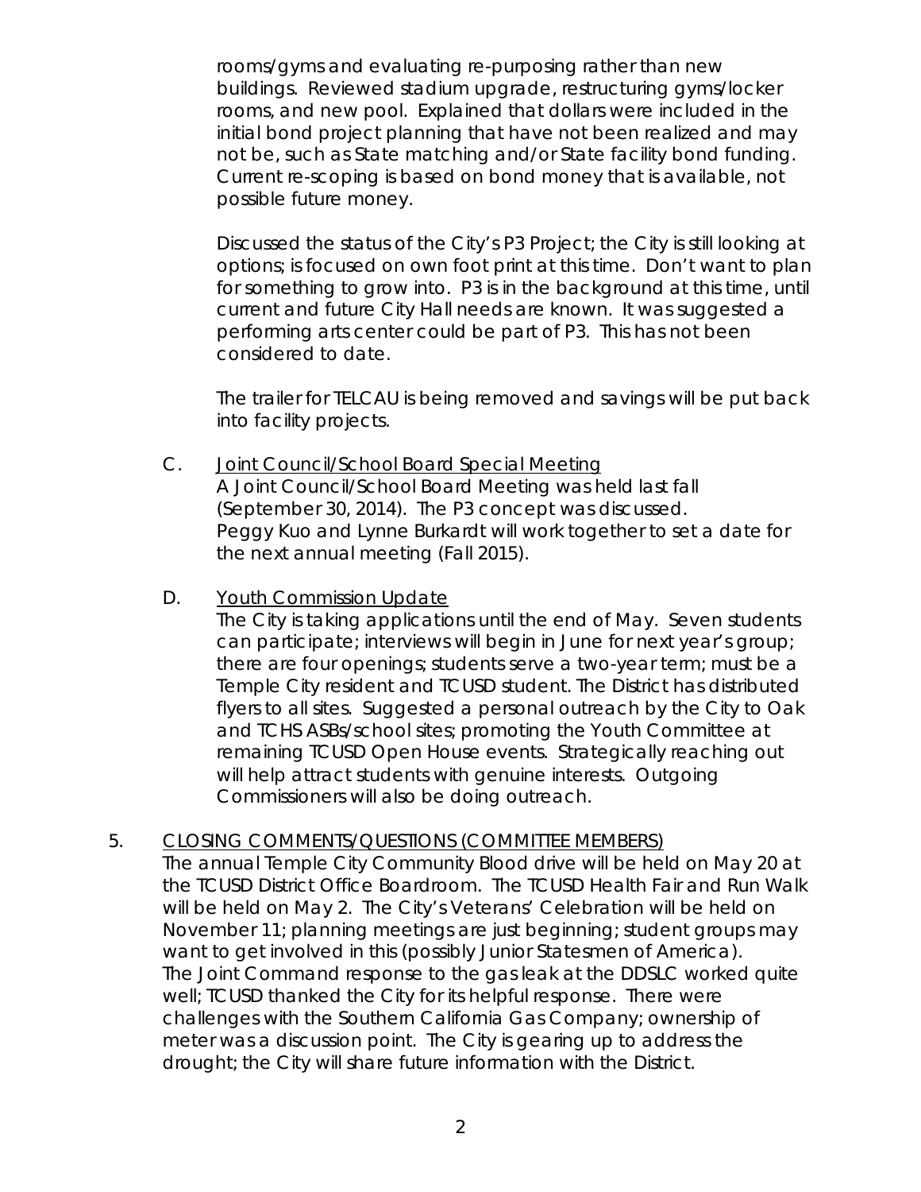rooms/gyms and evaluating re-purposing rather than new buildings. Reviewed stadium upgrade, restructuring gyms/locker rooms, and new pool. Explained that dollars were included in the initial bond project planning that have not been realized and may not be, such as State matching and/or State facility bond funding. Current re-scoping is based on bond money that is available, not possible future money.

Discussed the status of the City's P3 Project; the City is still looking at options; is focused on own foot print at this time. Don't want to plan for something to grow into. P3 is in the background at this time, until current and future City Hall needs are known. It was suggested a performing arts center could be part of P3. This has not been considered to date.

The trailer for TELCAU is being removed and savings will be put back into facility projects.

C. <u>Joint Council/School Board Special Meeting</u>
A Joint Council/School Board Meeting was held last fall (September 30, 2014). The P3 concept was discussed. Peggy Kuo and Lynne Burkardt will work together to set a date for the next annual meeting (Fall 2015).

D. <u>Youth Commission Update</u>
The City is taking applications until the end of May. Seven students can participate; interviews will begin in June for next year's group; there are four openings; students serve a two-year term; must be a Temple City resident and TCUSD student. The District has distributed flyers to all sites. Suggested a personal outreach by the City to Oak and TCHS ASBs/school sites; promoting the Youth Committee at remaining TCUSD Open House events. Strategically reaching out will help attract students with genuine interests. Outgoing Commissioners will also be doing outreach.

5. <u>CLOSING COMMENTS/QUESTIONS (COMMITTEE MEMBERS)</u>
The annual Temple City Community Blood drive will be held on May 20 at the TCUSD District Office Boardroom. The TCUSD Health Fair and Run Walk will be held on May 2. The City's Veterans' Celebration will be held on November 11; planning meetings are just beginning; student groups may want to get involved in this (possibly Junior Statesmen of America). The Joint Command response to the gas leak at the DDSLC worked quite well; TCUSD thanked the City for its helpful response. There were challenges with the Southern California Gas Company; ownership of meter was a discussion point. The City is gearing up to address the drought; the City will share future information with the District.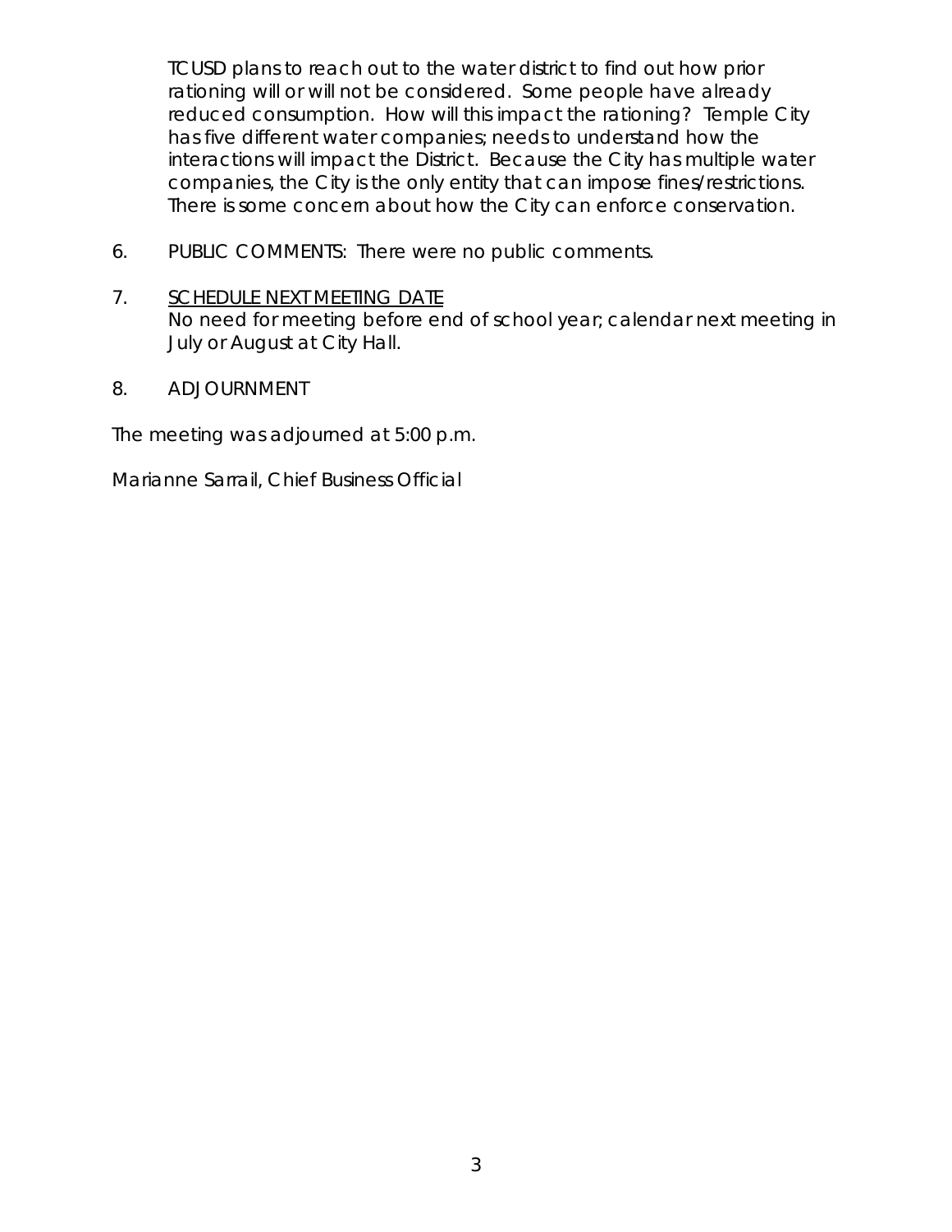TCUSD plans to reach out to the water district to find out how prior rationing will or will not be considered. Some people have already reduced consumption. How will this impact the rationing? Temple City has five different water companies; needs to understand how the interactions will impact the District. Because the City has multiple water companies, the City is the only entity that can impose fines/restrictions. There is some concern about how the City can enforce conservation.

6. PUBLIC COMMENTS: There were no public comments.

7. <u>SCHEDULE NEXT MEETING DATE</u>
   No need for meeting before end of school year; calendar next meeting in July or August at City Hall.

8. ADJOURNMENT

The meeting was adjourned at 5:00 p.m.

Marianne Sarrail, Chief Business Official